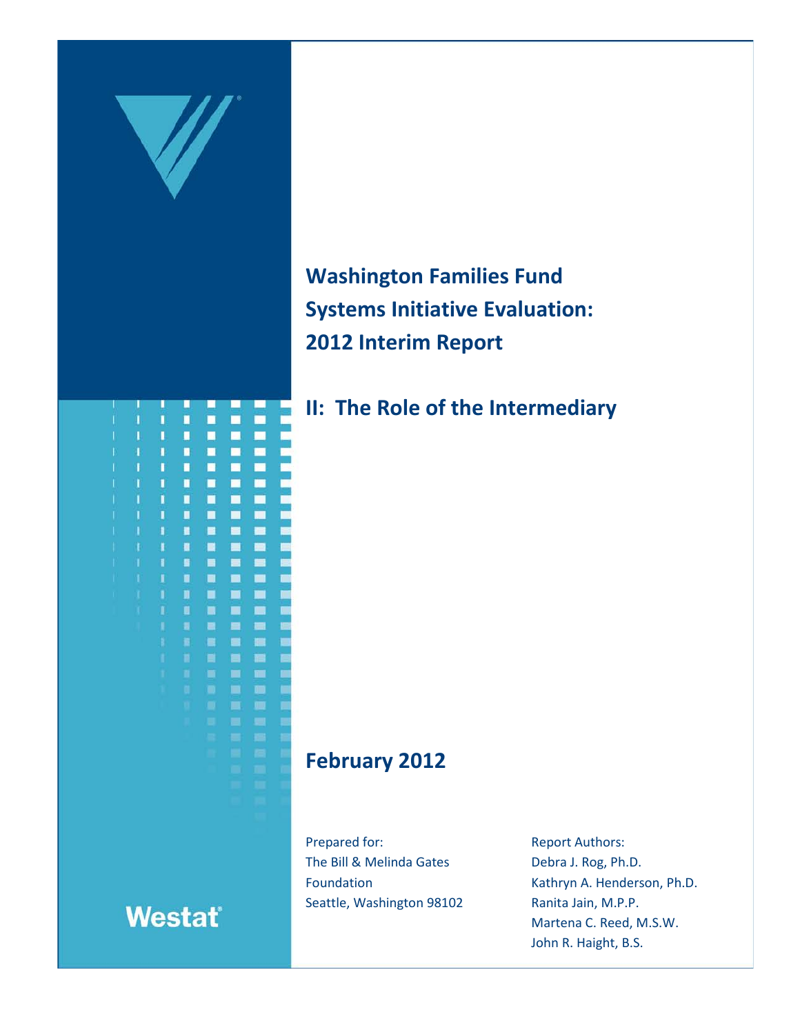# Washington Families Fund Systems Initiative Evaluation: 2012 Interim Report

## II: The Role of the Intermediary

**February 2012**

Prepared for:
The Bill & Melinda Gates Foundation
Seattle, Washington 98102

Report Authors:
Debra J. Rog, Ph.D.
Kathryn A. Henderson, Ph.D.
Ranita Jain, M.P.P.
Martena C. Reed, M.S.W.
John R. Haight, B.S.

Westat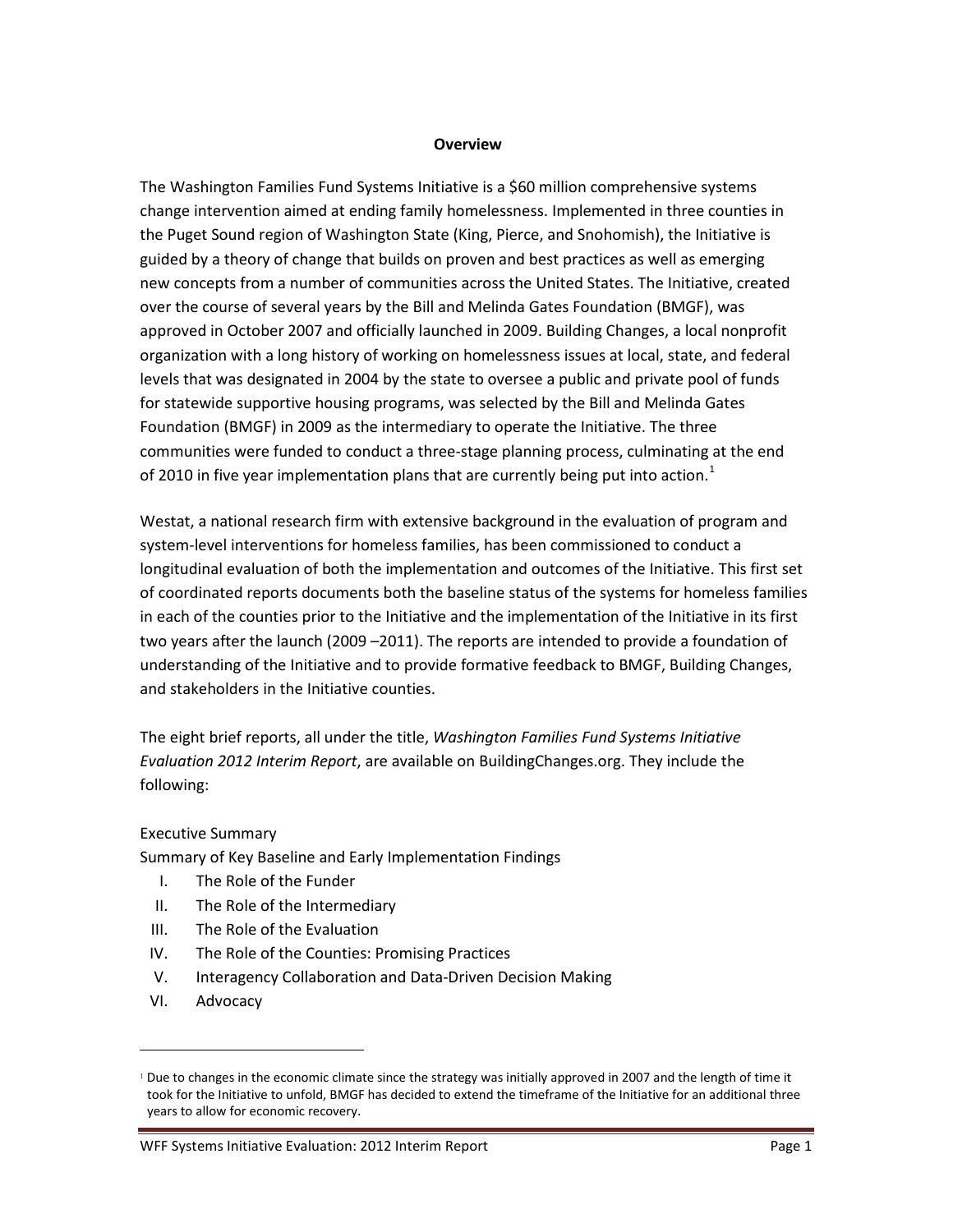## Overview

The Washington Families Fund Systems Initiative is a $60 million comprehensive systems change intervention aimed at ending family homelessness. Implemented in three counties in the Puget Sound region of Washington State (King, Pierce, and Snohomish), the Initiative is guided by a theory of change that builds on proven and best practices as well as emerging new concepts from a number of communities across the United States. The Initiative, created over the course of several years by the Bill and Melinda Gates Foundation (BMGF), was approved in October 2007 and officially launched in 2009. Building Changes, a local nonprofit organization with a long history of working on homelessness issues at local, state, and federal levels that was designated in 2004 by the state to oversee a public and private pool of funds for statewide supportive housing programs, was selected by the Bill and Melinda Gates Foundation (BMGF) in 2009 as the intermediary to operate the Initiative. The three communities were funded to conduct a three-stage planning process, culminating at the end of 2010 in five year implementation plans that are currently being put into action.[1]

Westat, a national research firm with extensive background in the evaluation of program and system-level interventions for homeless families, has been commissioned to conduct a longitudinal evaluation of both the implementation and outcomes of the Initiative. This first set of coordinated reports documents both the baseline status of the systems for homeless families in each of the counties prior to the Initiative and the implementation of the Initiative in its first two years after the launch (2009 –2011). The reports are intended to provide a foundation of understanding of the Initiative and to provide formative feedback to BMGF, Building Changes, and stakeholders in the Initiative counties.

The eight brief reports, all under the title, *Washington Families Fund Systems Initiative Evaluation 2012 Interim Report*, are available on BuildingChanges.org. They include the following:

Executive Summary

Summary of Key Baseline and Early Implementation Findings

I. The Role of the Funder
II. The Role of the Intermediary
III. The Role of the Evaluation
IV. The Role of the Counties: Promising Practices
V. Interagency Collaboration and Data-Driven Decision Making
VI. Advocacy

[1] Due to changes in the economic climate since the strategy was initially approved in 2007 and the length of time it took for the Initiative to unfold, BMGF has decided to extend the timeframe of the Initiative for an additional three years to allow for economic recovery.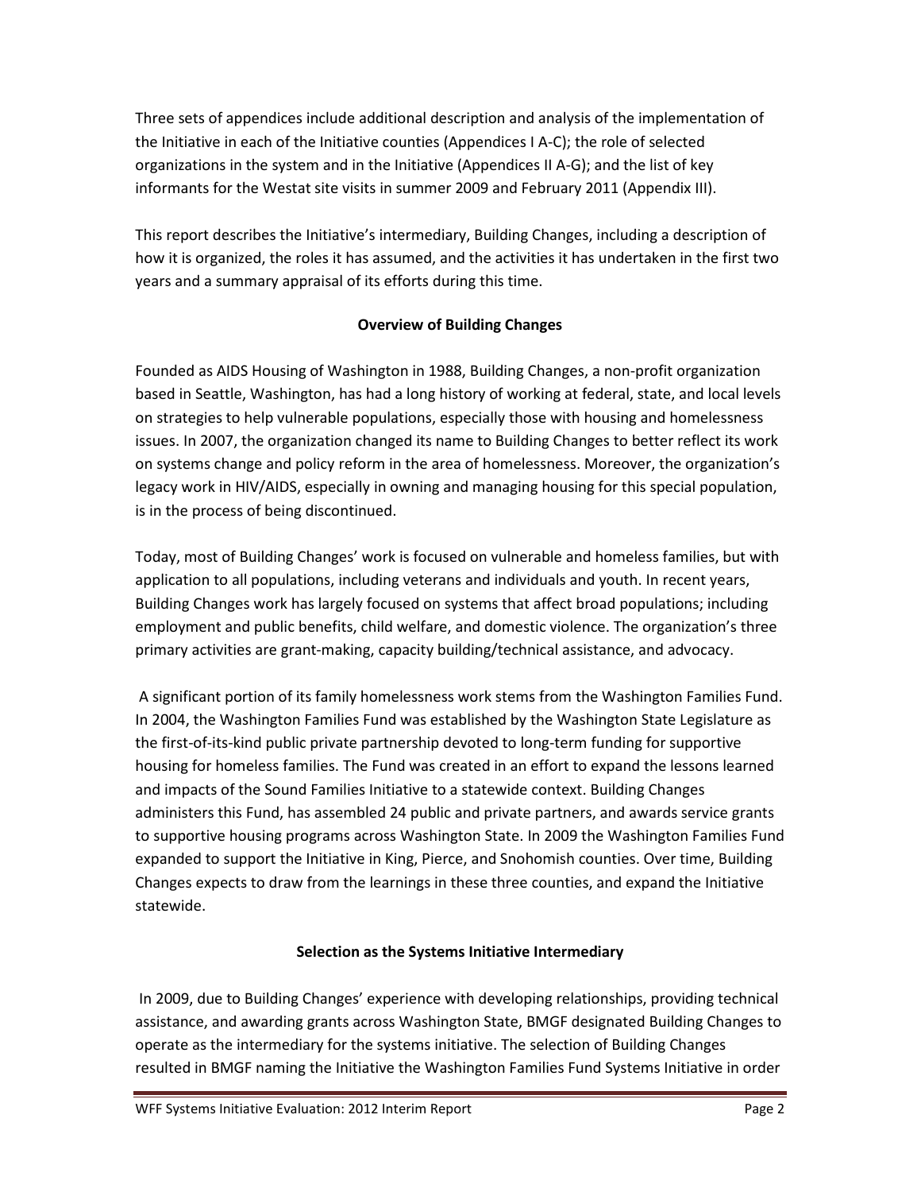Three sets of appendices include additional description and analysis of the implementation of the Initiative in each of the Initiative counties (Appendices I A-C); the role of selected organizations in the system and in the Initiative (Appendices II A-G); and the list of key informants for the Westat site visits in summer 2009 and February 2011 (Appendix III).

This report describes the Initiative's intermediary, Building Changes, including a description of how it is organized, the roles it has assumed, and the activities it has undertaken in the first two years and a summary appraisal of its efforts during this time.

## Overview of Building Changes

Founded as AIDS Housing of Washington in 1988, Building Changes, a non-profit organization based in Seattle, Washington, has had a long history of working at federal, state, and local levels on strategies to help vulnerable populations, especially those with housing and homelessness issues. In 2007, the organization changed its name to Building Changes to better reflect its work on systems change and policy reform in the area of homelessness. Moreover, the organization's legacy work in HIV/AIDS, especially in owning and managing housing for this special population, is in the process of being discontinued.

Today, most of Building Changes' work is focused on vulnerable and homeless families, but with application to all populations, including veterans and individuals and youth. In recent years, Building Changes work has largely focused on systems that affect broad populations; including employment and public benefits, child welfare, and domestic violence. The organization's three primary activities are grant-making, capacity building/technical assistance, and advocacy.

A significant portion of its family homelessness work stems from the Washington Families Fund. In 2004, the Washington Families Fund was established by the Washington State Legislature as the first-of-its-kind public private partnership devoted to long-term funding for supportive housing for homeless families. The Fund was created in an effort to expand the lessons learned and impacts of the Sound Families Initiative to a statewide context. Building Changes administers this Fund, has assembled 24 public and private partners, and awards service grants to supportive housing programs across Washington State. In 2009 the Washington Families Fund expanded to support the Initiative in King, Pierce, and Snohomish counties. Over time, Building Changes expects to draw from the learnings in these three counties, and expand the Initiative statewide.

## Selection as the Systems Initiative Intermediary

In 2009, due to Building Changes' experience with developing relationships, providing technical assistance, and awarding grants across Washington State, BMGF designated Building Changes to operate as the intermediary for the systems initiative. The selection of Building Changes resulted in BMGF naming the Initiative the Washington Families Fund Systems Initiative in order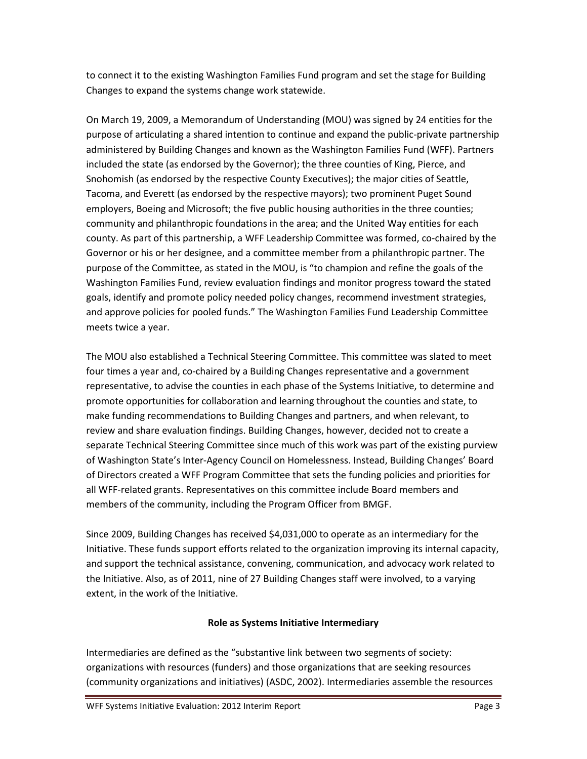to connect it to the existing Washington Families Fund program and set the stage for Building Changes to expand the systems change work statewide.

On March 19, 2009, a Memorandum of Understanding (MOU) was signed by 24 entities for the purpose of articulating a shared intention to continue and expand the public-private partnership administered by Building Changes and known as the Washington Families Fund (WFF). Partners included the state (as endorsed by the Governor); the three counties of King, Pierce, and Snohomish (as endorsed by the respective County Executives); the major cities of Seattle, Tacoma, and Everett (as endorsed by the respective mayors); two prominent Puget Sound employers, Boeing and Microsoft; the five public housing authorities in the three counties; community and philanthropic foundations in the area; and the United Way entities for each county. As part of this partnership, a WFF Leadership Committee was formed, co-chaired by the Governor or his or her designee, and a committee member from a philanthropic partner. The purpose of the Committee, as stated in the MOU, is "to champion and refine the goals of the Washington Families Fund, review evaluation findings and monitor progress toward the stated goals, identify and promote policy needed policy changes, recommend investment strategies, and approve policies for pooled funds." The Washington Families Fund Leadership Committee meets twice a year.

The MOU also established a Technical Steering Committee. This committee was slated to meet four times a year and, co-chaired by a Building Changes representative and a government representative, to advise the counties in each phase of the Systems Initiative, to determine and promote opportunities for collaboration and learning throughout the counties and state, to make funding recommendations to Building Changes and partners, and when relevant, to review and share evaluation findings. Building Changes, however, decided not to create a separate Technical Steering Committee since much of this work was part of the existing purview of Washington State's Inter-Agency Council on Homelessness. Instead, Building Changes' Board of Directors created a WFF Program Committee that sets the funding policies and priorities for all WFF-related grants. Representatives on this committee include Board members and members of the community, including the Program Officer from BMGF.

Since 2009, Building Changes has received $4,031,000 to operate as an intermediary for the Initiative. These funds support efforts related to the organization improving its internal capacity, and support the technical assistance, convening, communication, and advocacy work related to the Initiative. Also, as of 2011, nine of 27 Building Changes staff were involved, to a varying extent, in the work of the Initiative.

## Role as Systems Initiative Intermediary

Intermediaries are defined as the "substantive link between two segments of society: organizations with resources (funders) and those organizations that are seeking resources (community organizations and initiatives) (ASDC, 2002). Intermediaries assemble the resources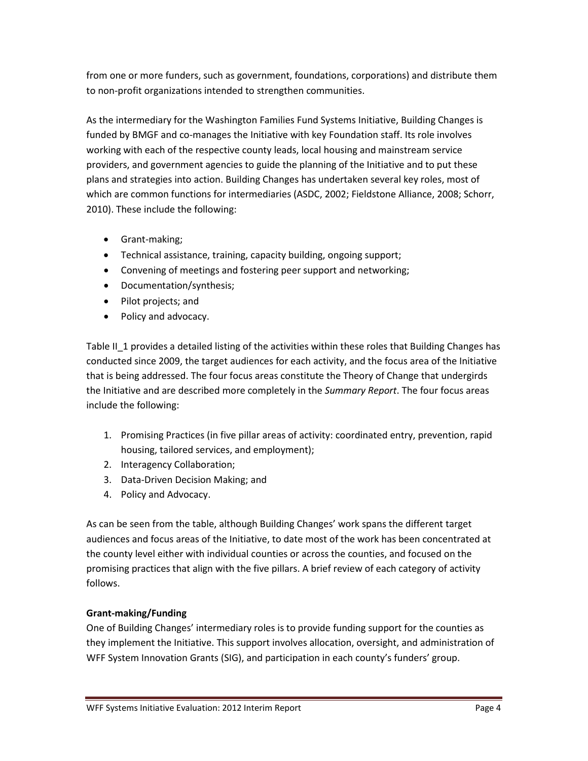from one or more funders, such as government, foundations, corporations) and distribute them to non-profit organizations intended to strengthen communities.

As the intermediary for the Washington Families Fund Systems Initiative, Building Changes is funded by BMGF and co-manages the Initiative with key Foundation staff. Its role involves working with each of the respective county leads, local housing and mainstream service providers, and government agencies to guide the planning of the Initiative and to put these plans and strategies into action. Building Changes has undertaken several key roles, most of which are common functions for intermediaries (ASDC, 2002; Fieldstone Alliance, 2008; Schorr, 2010). These include the following:

- Grant-making;
- Technical assistance, training, capacity building, ongoing support;
- Convening of meetings and fostering peer support and networking;
- Documentation/synthesis;
- Pilot projects; and
- Policy and advocacy.

Table II_1 provides a detailed listing of the activities within these roles that Building Changes has conducted since 2009, the target audiences for each activity, and the focus area of the Initiative that is being addressed. The four focus areas constitute the Theory of Change that undergirds the Initiative and are described more completely in the *Summary Report*. The four focus areas include the following:

1. Promising Practices (in five pillar areas of activity: coordinated entry, prevention, rapid housing, tailored services, and employment);
2. Interagency Collaboration;
3. Data-Driven Decision Making; and
4. Policy and Advocacy.

As can be seen from the table, although Building Changes' work spans the different target audiences and focus areas of the Initiative, to date most of the work has been concentrated at the county level either with individual counties or across the counties, and focused on the promising practices that align with the five pillars. A brief review of each category of activity follows.

**Grant-making/Funding**

One of Building Changes' intermediary roles is to provide funding support for the counties as they implement the Initiative. This support involves allocation, oversight, and administration of WFF System Innovation Grants (SIG), and participation in each county's funders' group.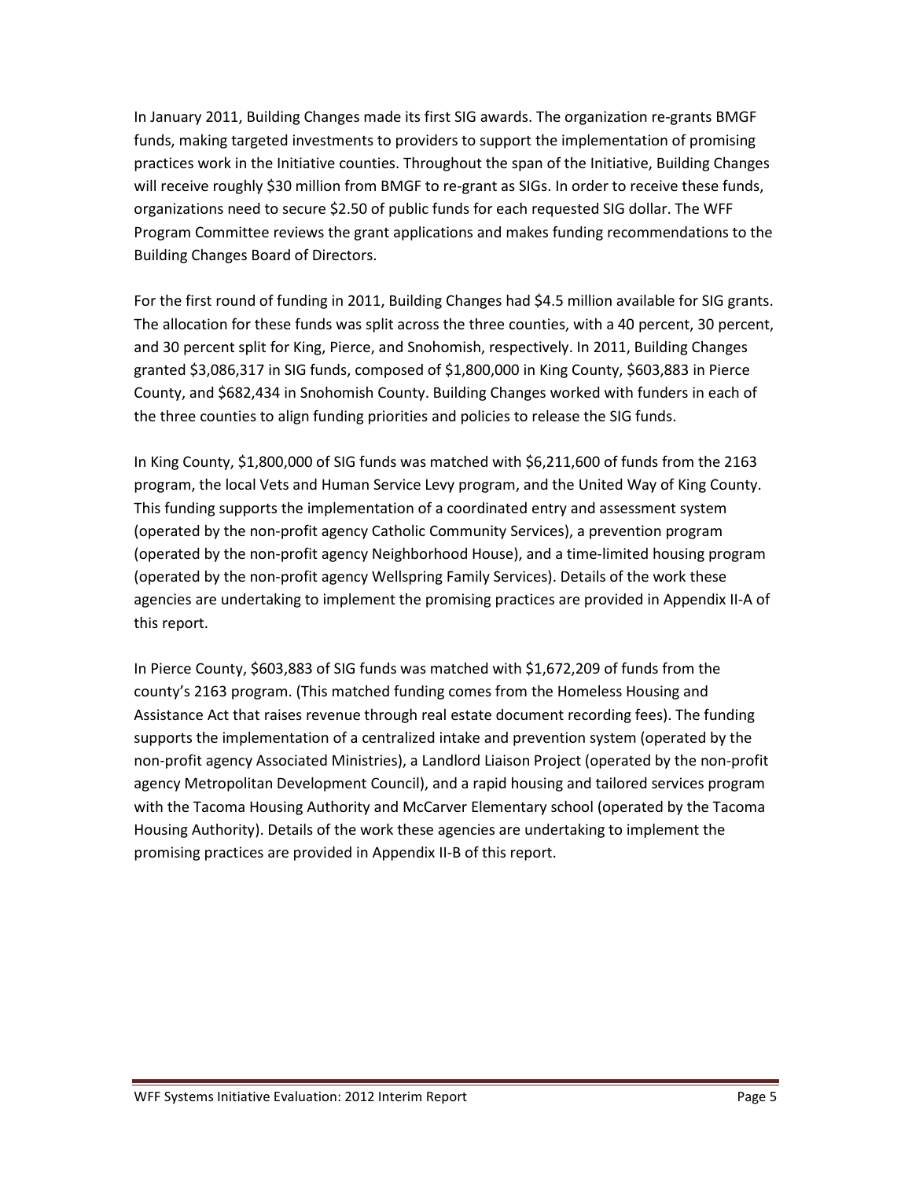In January 2011, Building Changes made its first SIG awards. The organization re-grants BMGF funds, making targeted investments to providers to support the implementation of promising practices work in the Initiative counties. Throughout the span of the Initiative, Building Changes will receive roughly $30 million from BMGF to re-grant as SIGs. In order to receive these funds, organizations need to secure $2.50 of public funds for each requested SIG dollar. The WFF Program Committee reviews the grant applications and makes funding recommendations to the Building Changes Board of Directors.

For the first round of funding in 2011, Building Changes had $4.5 million available for SIG grants. The allocation for these funds was split across the three counties, with a 40 percent, 30 percent, and 30 percent split for King, Pierce, and Snohomish, respectively. In 2011, Building Changes granted $3,086,317 in SIG funds, composed of $1,800,000 in King County, $603,883 in Pierce County, and $682,434 in Snohomish County. Building Changes worked with funders in each of the three counties to align funding priorities and policies to release the SIG funds.

In King County, $1,800,000 of SIG funds was matched with $6,211,600 of funds from the 2163 program, the local Vets and Human Service Levy program, and the United Way of King County. This funding supports the implementation of a coordinated entry and assessment system (operated by the non-profit agency Catholic Community Services), a prevention program (operated by the non-profit agency Neighborhood House), and a time-limited housing program (operated by the non-profit agency Wellspring Family Services). Details of the work these agencies are undertaking to implement the promising practices are provided in Appendix II-A of this report.

In Pierce County, $603,883 of SIG funds was matched with $1,672,209 of funds from the county's 2163 program. (This matched funding comes from the Homeless Housing and Assistance Act that raises revenue through real estate document recording fees). The funding supports the implementation of a centralized intake and prevention system (operated by the non-profit agency Associated Ministries), a Landlord Liaison Project (operated by the non-profit agency Metropolitan Development Council), and a rapid housing and tailored services program with the Tacoma Housing Authority and McCarver Elementary school (operated by the Tacoma Housing Authority). Details of the work these agencies are undertaking to implement the promising practices are provided in Appendix II-B of this report.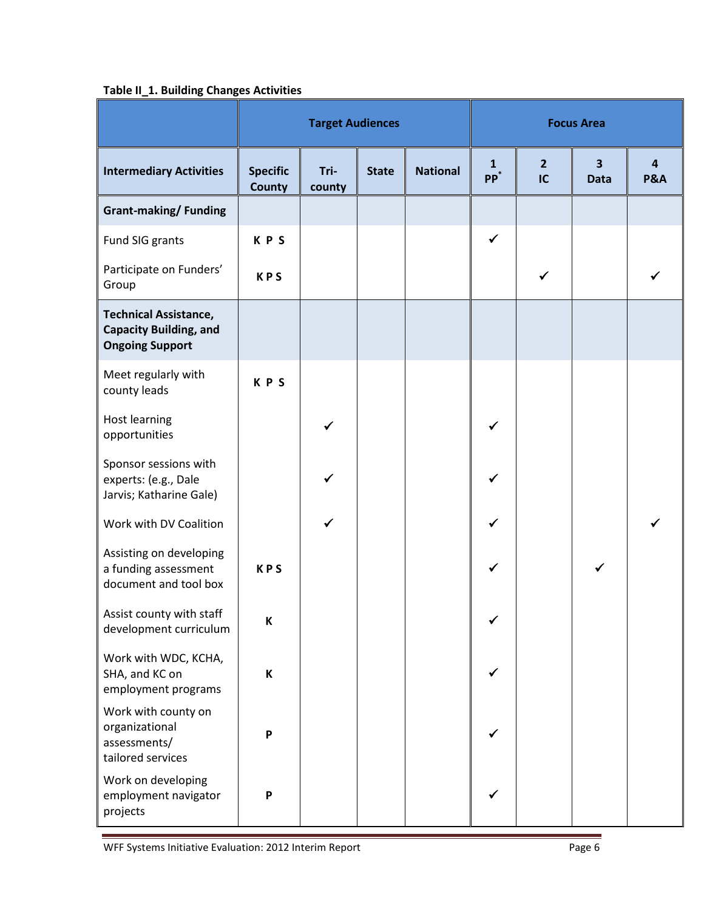**Table II_1. Building Changes Activities**

| | Target Audiences | | | | Focus Area | | | |
|---|---|---|---|---|---|---|---|---|
| **Intermediary Activities** | **Specific County** | **Tri-county** | **State** | **National** | **1 PP*** | **2 IC** | **3 Data** | **4 P&A** |
| **Grant-making/ Funding** | | | | | | | | |
| Fund SIG grants | **K P S** | | | | ✓ | | | |
| Participate on Funders' Group | **K P S** | | | | | ✓ | | ✓ |
| **Technical Assistance, Capacity Building, and Ongoing Support** | | | | | | | | |
| Meet regularly with county leads | **K P S** | | | | | | | |
| Host learning opportunities | | ✓ | | | ✓ | | | |
| Sponsor sessions with experts: (e.g., Dale Jarvis; Katharine Gale) | | ✓ | | | ✓ | | | |
| Work with DV Coalition | | ✓ | | | ✓ | | | ✓ |
| Assisting on developing a funding assessment document and tool box | **K P S** | | | | ✓ | | ✓ | |
| Assist county with staff development curriculum | **K** | | | | ✓ | | | |
| Work with WDC, KCHA, SHA, and KC on employment programs | **K** | | | | ✓ | | | |
| Work with county on organizational assessments/ tailored services | **P** | | | | ✓ | | | |
| Work on developing employment navigator projects | **P** | | | | ✓ | | | |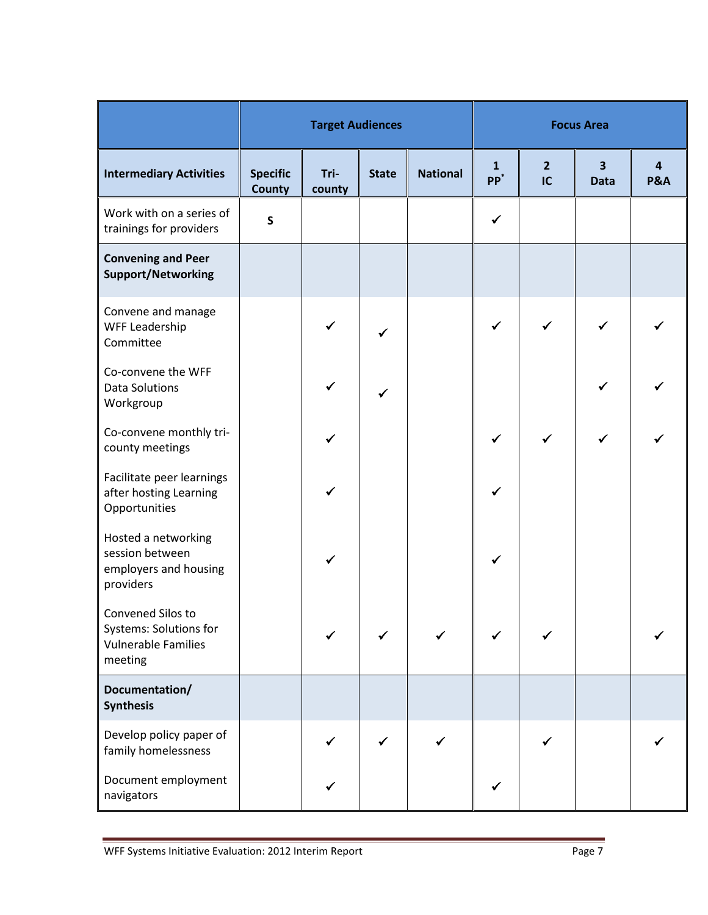| | Target Audiences | | | | Focus Area | | | |
|---|---|---|---|---|---|---|---|---|
| **Intermediary Activities** | **Specific County** | **Tri-county** | **State** | **National** | **1 PP*** | **2 IC** | **3 Data** | **4 P&A** |
| Work with on a series of trainings for providers | S | | | | ✓ | | | |
| **Convening and Peer Support/Networking** | | | | | | | | |
| Convene and manage WFF Leadership Committee | | ✓ | ✓ | | ✓ | ✓ | ✓ | ✓ |
| Co-convene the WFF Data Solutions Workgroup | | ✓ | ✓ | | | | ✓ | ✓ |
| Co-convene monthly tri-county meetings | | ✓ | | | ✓ | ✓ | ✓ | ✓ |
| Facilitate peer learnings after hosting Learning Opportunities | | ✓ | | | ✓ | | | |
| Hosted a networking session between employers and housing providers | | ✓ | | | ✓ | | | |
| Convened Silos to Systems: Solutions for Vulnerable Families meeting | | ✓ | ✓ | ✓ | ✓ | ✓ | | ✓ |
| **Documentation/ Synthesis** | | | | | | | | |
| Develop policy paper of family homelessness | | ✓ | ✓ | ✓ | | ✓ | | ✓ |
| Document employment navigators | | ✓ | | | ✓ | | | |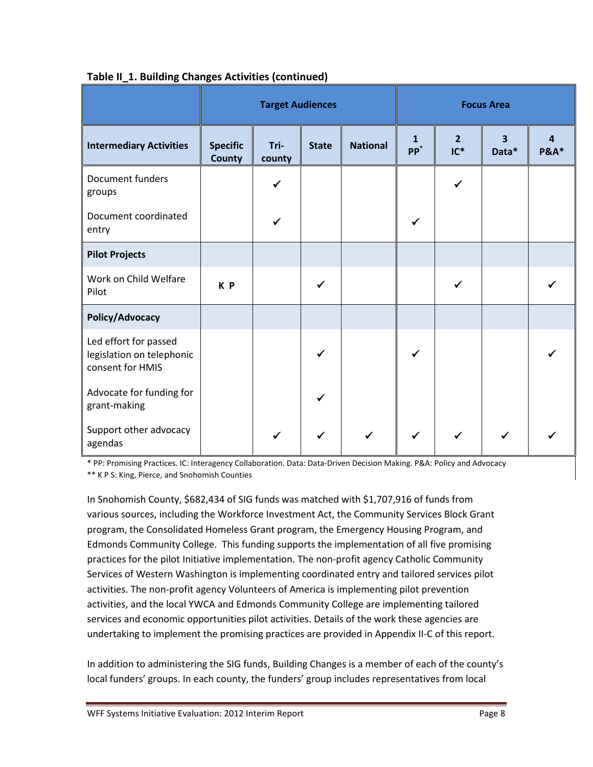**Table II_1. Building Changes Activities (continued)**

| | Target Audiences | | | | Focus Area | | | |
|---|---|---|---|---|---|---|---|---|
| **Intermediary Activities** | **Specific County** | **Tri-county** | **State** | **National** | **1 PP*** | **2 IC*** | **3 Data*** | **4 P&A*** |
| Document funders groups | | ✓ | | | | ✓ | | |
| Document coordinated entry | | ✓ | | | ✓ | | | |
| **Pilot Projects** | | | | | | | | |
| Work on Child Welfare Pilot | K P | | ✓ | | | ✓ | | ✓ |
| **Policy/Advocacy** | | | | | | | | |
| Led effort for passed legislation on telephonic consent for HMIS | | | ✓ | | ✓ | | | ✓ |
| Advocate for funding for grant-making | | | ✓ | | | | | |
| Support other advocacy agendas | | ✓ | ✓ | ✓ | ✓ | ✓ | ✓ | ✓ |

\* PP: Promising Practices. IC: Interagency Collaboration. Data: Data-Driven Decision Making. P&A: Policy and Advocacy

\*\* K P S: King, Pierce, and Snohomish Counties

In Snohomish County, $682,434 of SIG funds was matched with $1,707,916 of funds from various sources, including the Workforce Investment Act, the Community Services Block Grant program, the Consolidated Homeless Grant program, the Emergency Housing Program, and Edmonds Community College. This funding supports the implementation of all five promising practices for the pilot Initiative implementation. The non-profit agency Catholic Community Services of Western Washington is implementing coordinated entry and tailored services pilot activities. The non-profit agency Volunteers of America is implementing pilot prevention activities, and the local YWCA and Edmonds Community College are implementing tailored services and economic opportunities pilot activities. Details of the work these agencies are undertaking to implement the promising practices are provided in Appendix II-C of this report.

In addition to administering the SIG funds, Building Changes is a member of each of the county's local funders' groups. In each county, the funders' group includes representatives from local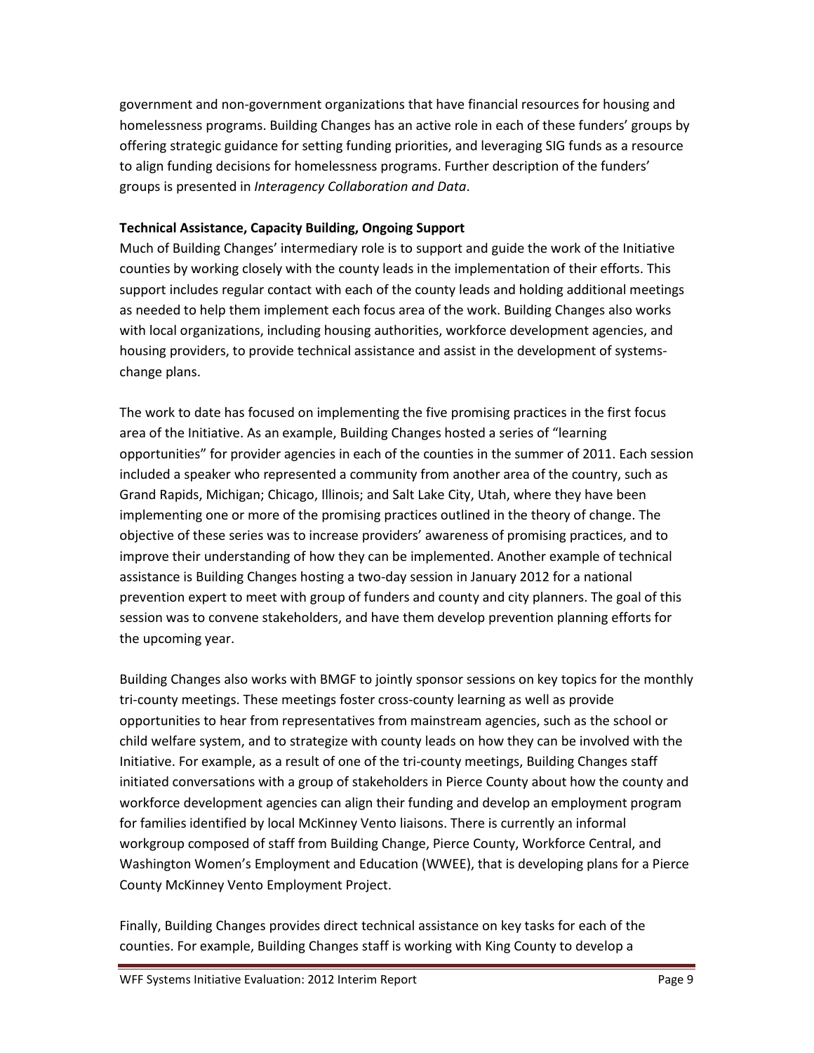government and non-government organizations that have financial resources for housing and homelessness programs. Building Changes has an active role in each of these funders' groups by offering strategic guidance for setting funding priorities, and leveraging SIG funds as a resource to align funding decisions for homelessness programs. Further description of the funders' groups is presented in *Interagency Collaboration and Data*.

**Technical Assistance, Capacity Building, Ongoing Support**

Much of Building Changes' intermediary role is to support and guide the work of the Initiative counties by working closely with the county leads in the implementation of their efforts. This support includes regular contact with each of the county leads and holding additional meetings as needed to help them implement each focus area of the work. Building Changes also works with local organizations, including housing authorities, workforce development agencies, and housing providers, to provide technical assistance and assist in the development of systems-change plans.

The work to date has focused on implementing the five promising practices in the first focus area of the Initiative. As an example, Building Changes hosted a series of "learning opportunities" for provider agencies in each of the counties in the summer of 2011. Each session included a speaker who represented a community from another area of the country, such as Grand Rapids, Michigan; Chicago, Illinois; and Salt Lake City, Utah, where they have been implementing one or more of the promising practices outlined in the theory of change. The objective of these series was to increase providers' awareness of promising practices, and to improve their understanding of how they can be implemented. Another example of technical assistance is Building Changes hosting a two-day session in January 2012 for a national prevention expert to meet with group of funders and county and city planners. The goal of this session was to convene stakeholders, and have them develop prevention planning efforts for the upcoming year.

Building Changes also works with BMGF to jointly sponsor sessions on key topics for the monthly tri-county meetings. These meetings foster cross-county learning as well as provide opportunities to hear from representatives from mainstream agencies, such as the school or child welfare system, and to strategize with county leads on how they can be involved with the Initiative. For example, as a result of one of the tri-county meetings, Building Changes staff initiated conversations with a group of stakeholders in Pierce County about how the county and workforce development agencies can align their funding and develop an employment program for families identified by local McKinney Vento liaisons. There is currently an informal workgroup composed of staff from Building Change, Pierce County, Workforce Central, and Washington Women's Employment and Education (WWEE), that is developing plans for a Pierce County McKinney Vento Employment Project.

Finally, Building Changes provides direct technical assistance on key tasks for each of the counties. For example, Building Changes staff is working with King County to develop a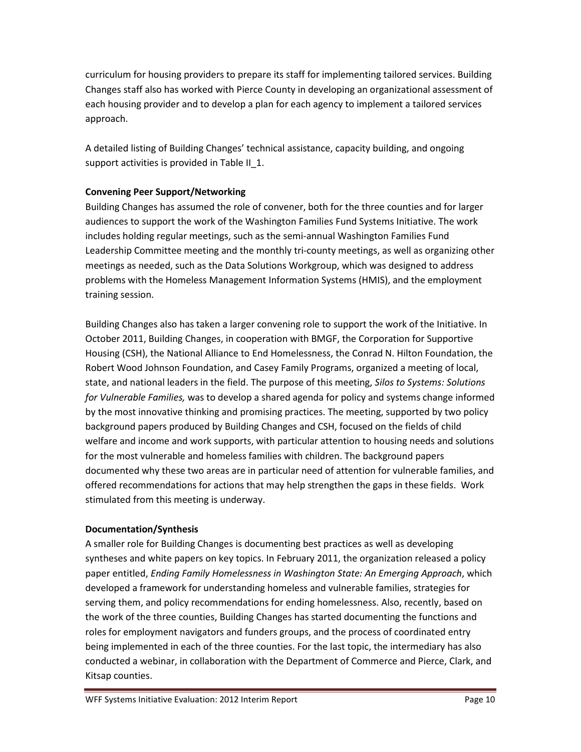curriculum for housing providers to prepare its staff for implementing tailored services. Building Changes staff also has worked with Pierce County in developing an organizational assessment of each housing provider and to develop a plan for each agency to implement a tailored services approach.

A detailed listing of Building Changes' technical assistance, capacity building, and ongoing support activities is provided in Table II_1.

**Convening Peer Support/Networking**

Building Changes has assumed the role of convener, both for the three counties and for larger audiences to support the work of the Washington Families Fund Systems Initiative. The work includes holding regular meetings, such as the semi-annual Washington Families Fund Leadership Committee meeting and the monthly tri-county meetings, as well as organizing other meetings as needed, such as the Data Solutions Workgroup, which was designed to address problems with the Homeless Management Information Systems (HMIS), and the employment training session.

Building Changes also has taken a larger convening role to support the work of the Initiative. In October 2011, Building Changes, in cooperation with BMGF, the Corporation for Supportive Housing (CSH), the National Alliance to End Homelessness, the Conrad N. Hilton Foundation, the Robert Wood Johnson Foundation, and Casey Family Programs, organized a meeting of local, state, and national leaders in the field. The purpose of this meeting, *Silos to Systems: Solutions for Vulnerable Families,* was to develop a shared agenda for policy and systems change informed by the most innovative thinking and promising practices. The meeting, supported by two policy background papers produced by Building Changes and CSH, focused on the fields of child welfare and income and work supports, with particular attention to housing needs and solutions for the most vulnerable and homeless families with children. The background papers documented why these two areas are in particular need of attention for vulnerable families, and offered recommendations for actions that may help strengthen the gaps in these fields. Work stimulated from this meeting is underway.

**Documentation/Synthesis**

A smaller role for Building Changes is documenting best practices as well as developing syntheses and white papers on key topics. In February 2011, the organization released a policy paper entitled, *Ending Family Homelessness in Washington State: An Emerging Approach*, which developed a framework for understanding homeless and vulnerable families, strategies for serving them, and policy recommendations for ending homelessness. Also, recently, based on the work of the three counties, Building Changes has started documenting the functions and roles for employment navigators and funders groups, and the process of coordinated entry being implemented in each of the three counties. For the last topic, the intermediary has also conducted a webinar, in collaboration with the Department of Commerce and Pierce, Clark, and Kitsap counties.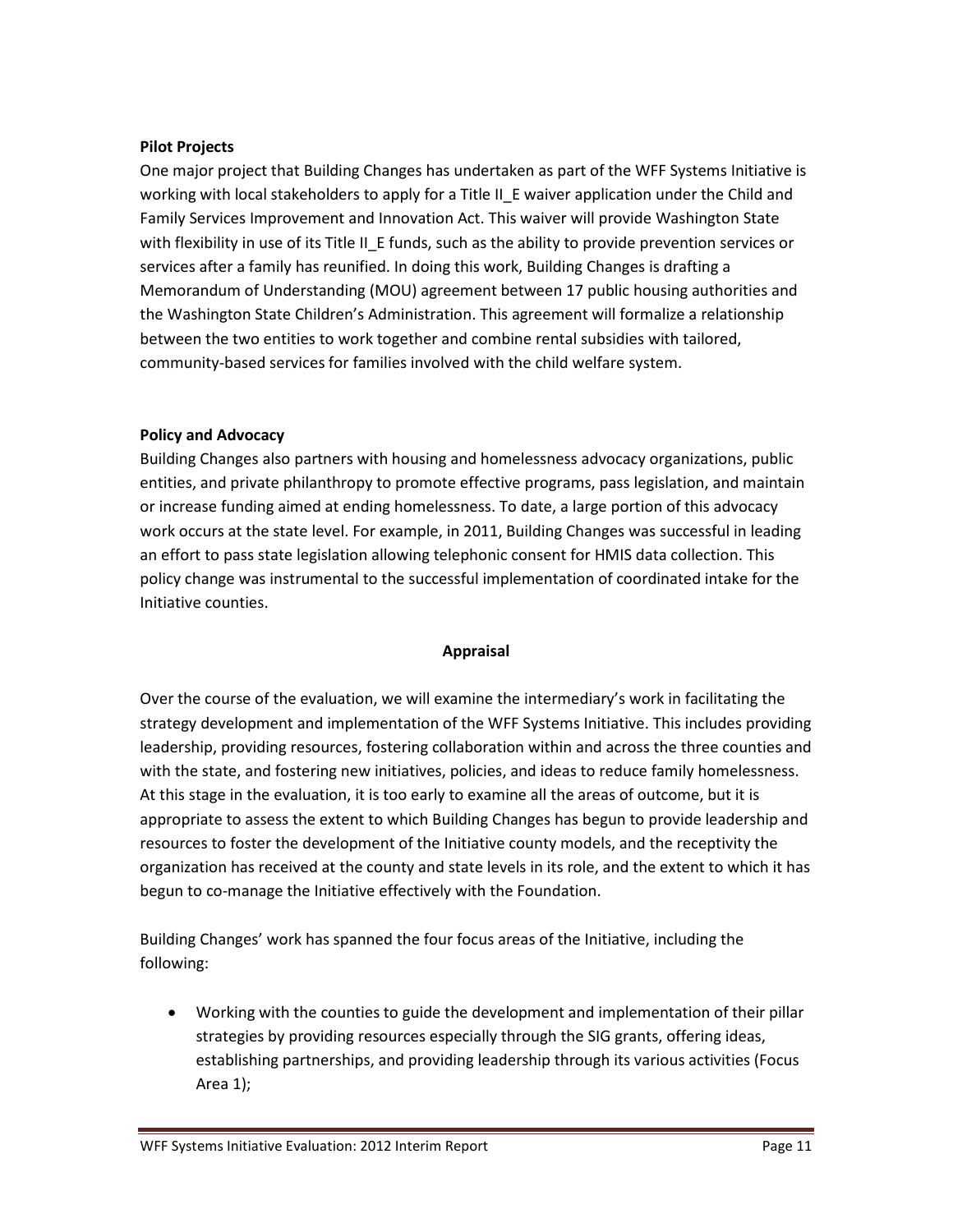**Pilot Projects**

One major project that Building Changes has undertaken as part of the WFF Systems Initiative is working with local stakeholders to apply for a Title II_E waiver application under the Child and Family Services Improvement and Innovation Act. This waiver will provide Washington State with flexibility in use of its Title II_E funds, such as the ability to provide prevention services or services after a family has reunified. In doing this work, Building Changes is drafting a Memorandum of Understanding (MOU) agreement between 17 public housing authorities and the Washington State Children's Administration. This agreement will formalize a relationship between the two entities to work together and combine rental subsidies with tailored, community-based services for families involved with the child welfare system.

**Policy and Advocacy**

Building Changes also partners with housing and homelessness advocacy organizations, public entities, and private philanthropy to promote effective programs, pass legislation, and maintain or increase funding aimed at ending homelessness. To date, a large portion of this advocacy work occurs at the state level. For example, in 2011, Building Changes was successful in leading an effort to pass state legislation allowing telephonic consent for HMIS data collection. This policy change was instrumental to the successful implementation of coordinated intake for the Initiative counties.

## Appraisal

Over the course of the evaluation, we will examine the intermediary's work in facilitating the strategy development and implementation of the WFF Systems Initiative. This includes providing leadership, providing resources, fostering collaboration within and across the three counties and with the state, and fostering new initiatives, policies, and ideas to reduce family homelessness. At this stage in the evaluation, it is too early to examine all the areas of outcome, but it is appropriate to assess the extent to which Building Changes has begun to provide leadership and resources to foster the development of the Initiative county models, and the receptivity the organization has received at the county and state levels in its role, and the extent to which it has begun to co-manage the Initiative effectively with the Foundation.

Building Changes' work has spanned the four focus areas of the Initiative, including the following:

- Working with the counties to guide the development and implementation of their pillar strategies by providing resources especially through the SIG grants, offering ideas, establishing partnerships, and providing leadership through its various activities (Focus Area 1);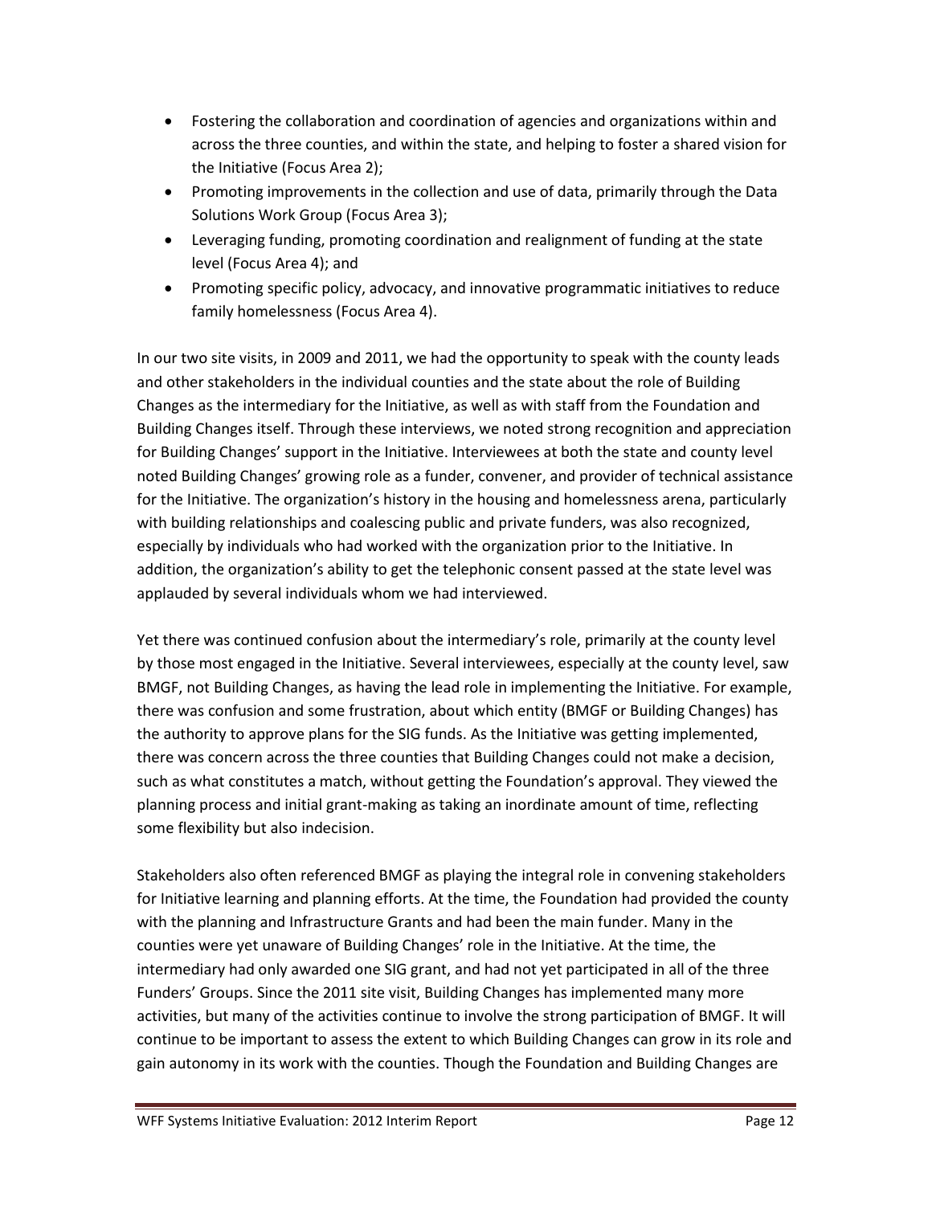- Fostering the collaboration and coordination of agencies and organizations within and across the three counties, and within the state, and helping to foster a shared vision for the Initiative (Focus Area 2);
- Promoting improvements in the collection and use of data, primarily through the Data Solutions Work Group (Focus Area 3);
- Leveraging funding, promoting coordination and realignment of funding at the state level (Focus Area 4); and
- Promoting specific policy, advocacy, and innovative programmatic initiatives to reduce family homelessness (Focus Area 4).

In our two site visits, in 2009 and 2011, we had the opportunity to speak with the county leads and other stakeholders in the individual counties and the state about the role of Building Changes as the intermediary for the Initiative, as well as with staff from the Foundation and Building Changes itself. Through these interviews, we noted strong recognition and appreciation for Building Changes' support in the Initiative. Interviewees at both the state and county level noted Building Changes' growing role as a funder, convener, and provider of technical assistance for the Initiative. The organization's history in the housing and homelessness arena, particularly with building relationships and coalescing public and private funders, was also recognized, especially by individuals who had worked with the organization prior to the Initiative. In addition, the organization's ability to get the telephonic consent passed at the state level was applauded by several individuals whom we had interviewed.

Yet there was continued confusion about the intermediary's role, primarily at the county level by those most engaged in the Initiative. Several interviewees, especially at the county level, saw BMGF, not Building Changes, as having the lead role in implementing the Initiative. For example, there was confusion and some frustration, about which entity (BMGF or Building Changes) has the authority to approve plans for the SIG funds. As the Initiative was getting implemented, there was concern across the three counties that Building Changes could not make a decision, such as what constitutes a match, without getting the Foundation's approval. They viewed the planning process and initial grant-making as taking an inordinate amount of time, reflecting some flexibility but also indecision.

Stakeholders also often referenced BMGF as playing the integral role in convening stakeholders for Initiative learning and planning efforts. At the time, the Foundation had provided the county with the planning and Infrastructure Grants and had been the main funder. Many in the counties were yet unaware of Building Changes' role in the Initiative. At the time, the intermediary had only awarded one SIG grant, and had not yet participated in all of the three Funders' Groups. Since the 2011 site visit, Building Changes has implemented many more activities, but many of the activities continue to involve the strong participation of BMGF. It will continue to be important to assess the extent to which Building Changes can grow in its role and gain autonomy in its work with the counties. Though the Foundation and Building Changes are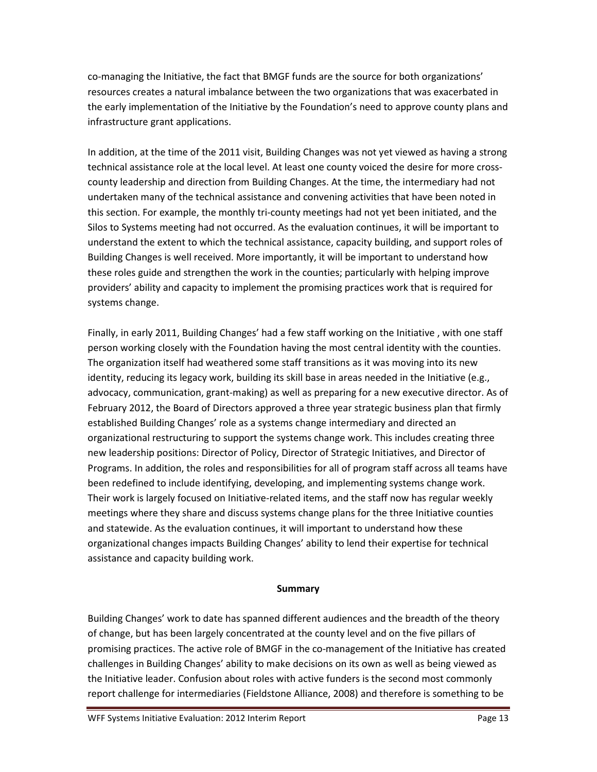co-managing the Initiative, the fact that BMGF funds are the source for both organizations' resources creates a natural imbalance between the two organizations that was exacerbated in the early implementation of the Initiative by the Foundation's need to approve county plans and infrastructure grant applications.

In addition, at the time of the 2011 visit, Building Changes was not yet viewed as having a strong technical assistance role at the local level. At least one county voiced the desire for more cross-county leadership and direction from Building Changes. At the time, the intermediary had not undertaken many of the technical assistance and convening activities that have been noted in this section. For example, the monthly tri-county meetings had not yet been initiated, and the Silos to Systems meeting had not occurred. As the evaluation continues, it will be important to understand the extent to which the technical assistance, capacity building, and support roles of Building Changes is well received. More importantly, it will be important to understand how these roles guide and strengthen the work in the counties; particularly with helping improve providers' ability and capacity to implement the promising practices work that is required for systems change.

Finally, in early 2011, Building Changes' had a few staff working on the Initiative , with one staff person working closely with the Foundation having the most central identity with the counties. The organization itself had weathered some staff transitions as it was moving into its new identity, reducing its legacy work, building its skill base in areas needed in the Initiative (e.g., advocacy, communication, grant-making) as well as preparing for a new executive director. As of February 2012, the Board of Directors approved a three year strategic business plan that firmly established Building Changes' role as a systems change intermediary and directed an organizational restructuring to support the systems change work. This includes creating three new leadership positions: Director of Policy, Director of Strategic Initiatives, and Director of Programs. In addition, the roles and responsibilities for all of program staff across all teams have been redefined to include identifying, developing, and implementing systems change work. Their work is largely focused on Initiative-related items, and the staff now has regular weekly meetings where they share and discuss systems change plans for the three Initiative counties and statewide. As the evaluation continues, it will important to understand how these organizational changes impacts Building Changes' ability to lend their expertise for technical assistance and capacity building work.

**Summary**

Building Changes' work to date has spanned different audiences and the breadth of the theory of change, but has been largely concentrated at the county level and on the five pillars of promising practices. The active role of BMGF in the co-management of the Initiative has created challenges in Building Changes' ability to make decisions on its own as well as being viewed as the Initiative leader. Confusion about roles with active funders is the second most commonly report challenge for intermediaries (Fieldstone Alliance, 2008) and therefore is something to be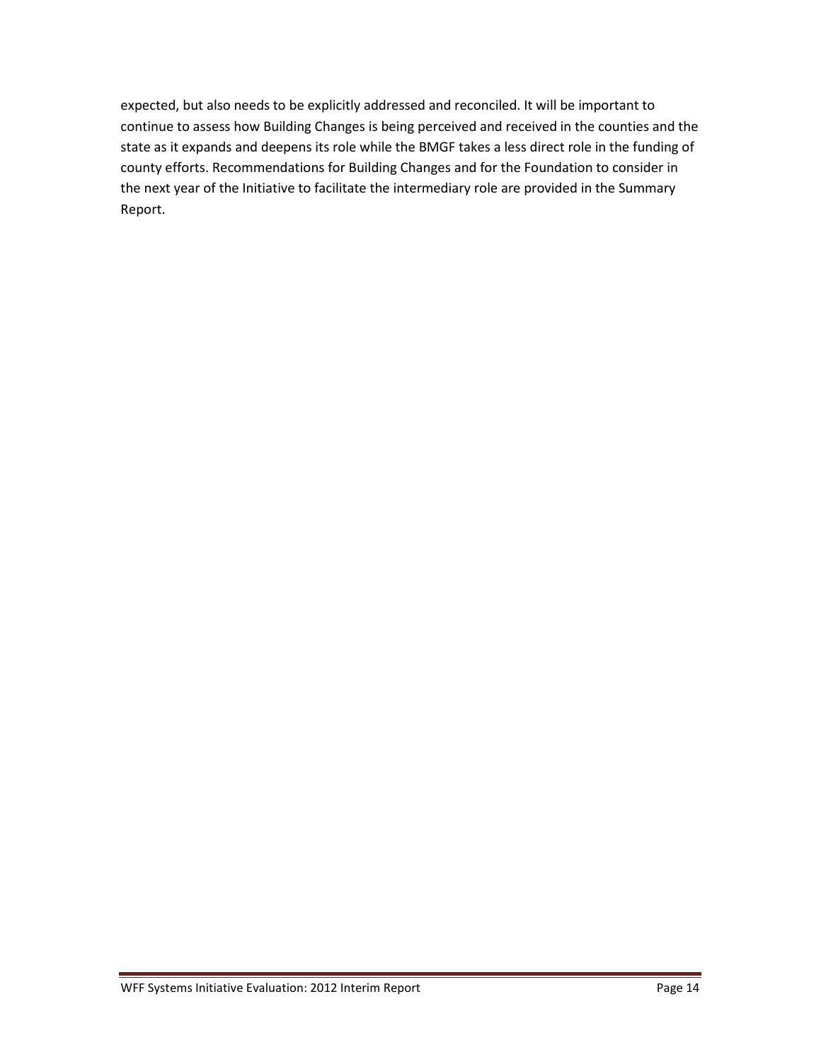expected, but also needs to be explicitly addressed and reconciled. It will be important to continue to assess how Building Changes is being perceived and received in the counties and the state as it expands and deepens its role while the BMGF takes a less direct role in the funding of county efforts. Recommendations for Building Changes and for the Foundation to consider in the next year of the Initiative to facilitate the intermediary role are provided in the Summary Report.